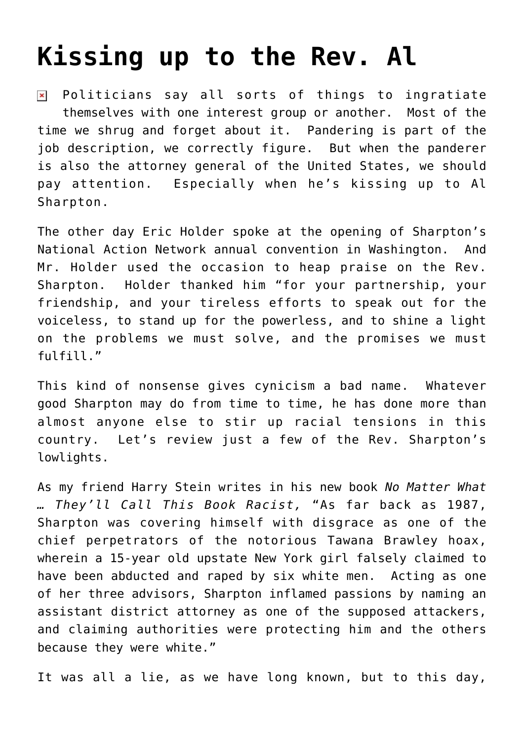# Kissing up to the Rev. Al

Politicians say all sorts of things to ingratiate themselves with one interest group or another. Most of the time we shrug and forget about it. Pandering is part of the job description, we correctly figure. But when the panderer is also the attorney general of the United States, we should pay attention. Especially when he's kissing up to Al Sharpton.

The other day Eric Holder spoke at the opening of Sharpton's National Action Network annual convention in Washington. And Mr. Holder used the occasion to heap praise on the Rev. Sharpton. Holder thanked him "for your partnership, your friendship, and your tireless efforts to speak out for the voiceless, to stand up for the powerless, and to shine a light on the problems we must solve, and the promises we must fulfill."

This kind of nonsense gives cynicism a bad name. Whatever good Sharpton may do from time to time, he has done more than almost anyone else to stir up racial tensions in this country. Let's review just a few of the Rev. Sharpton's lowlights.

As my friend Harry Stein writes in his new book *No Matter What … They'll Call This Book Racist,* "As far back as 1987, Sharpton was covering himself with disgrace as one of the chief perpetrators of the notorious Tawana Brawley hoax, wherein a 15-year old upstate New York girl falsely claimed to have been abducted and raped by six white men. Acting as one of her three advisors, Sharpton inflamed passions by naming an assistant district attorney as one of the supposed attackers, and claiming authorities were protecting him and the others because they were white."

It was all a lie, as we have long known, but to this day,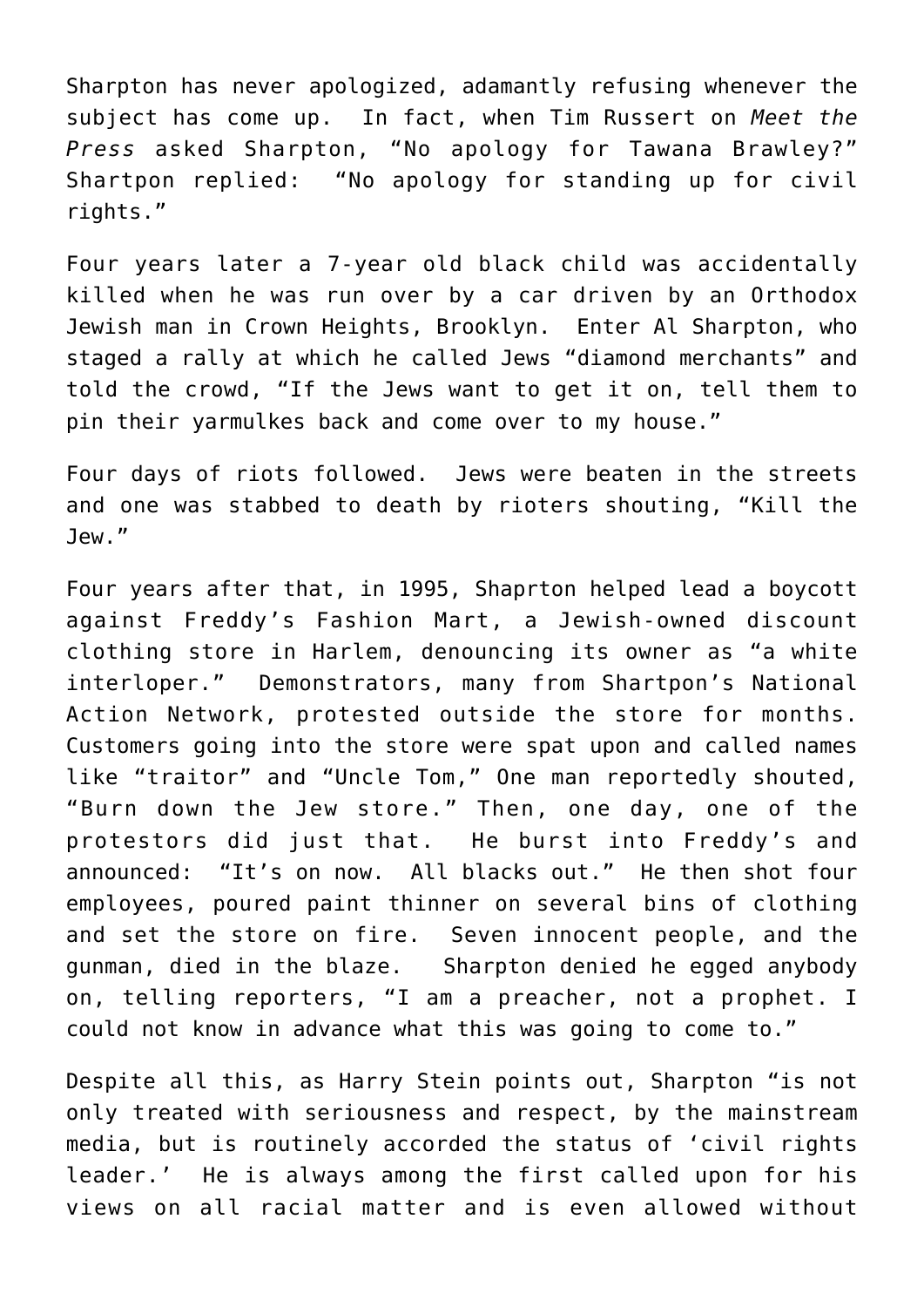Sharpton has never apologized, adamantly refusing whenever the subject has come up. In fact, when Tim Russert on *Meet the Press* asked Sharpton, “No apology for Tawana Brawley?” Shartpon replied: “No apology for standing up for civil rights.”

Four years later a 7-year old black child was accidentally killed when he was run over by a car driven by an Orthodox Jewish man in Crown Heights, Brooklyn. Enter Al Sharpton, who staged a rally at which he called Jews “diamond merchants” and told the crowd, “If the Jews want to get it on, tell them to pin their yarmulkes back and come over to my house.”

Four days of riots followed. Jews were beaten in the streets and one was stabbed to death by rioters shouting, “Kill the Jew.”

Four years after that, in 1995, Shaprton helped lead a boycott against Freddy’s Fashion Mart, a Jewish-owned discount clothing store in Harlem, denouncing its owner as “a white interloper.” Demonstrators, many from Shartpon’s National Action Network, protested outside the store for months. Customers going into the store were spat upon and called names like “traitor” and “Uncle Tom,” One man reportedly shouted, “Burn down the Jew store.” Then, one day, one of the protestors did just that. He burst into Freddy’s and announced: “It’s on now. All blacks out.” He then shot four employees, poured paint thinner on several bins of clothing and set the store on fire. Seven innocent people, and the gunman, died in the blaze. Sharpton denied he egged anybody on, telling reporters, “I am a preacher, not a prophet. I could not know in advance what this was going to come to.”

Despite all this, as Harry Stein points out, Sharpton “is not only treated with seriousness and respect, by the mainstream media, but is routinely accorded the status of ‘civil rights leader.’ He is always among the first called upon for his views on all racial matter and is even allowed without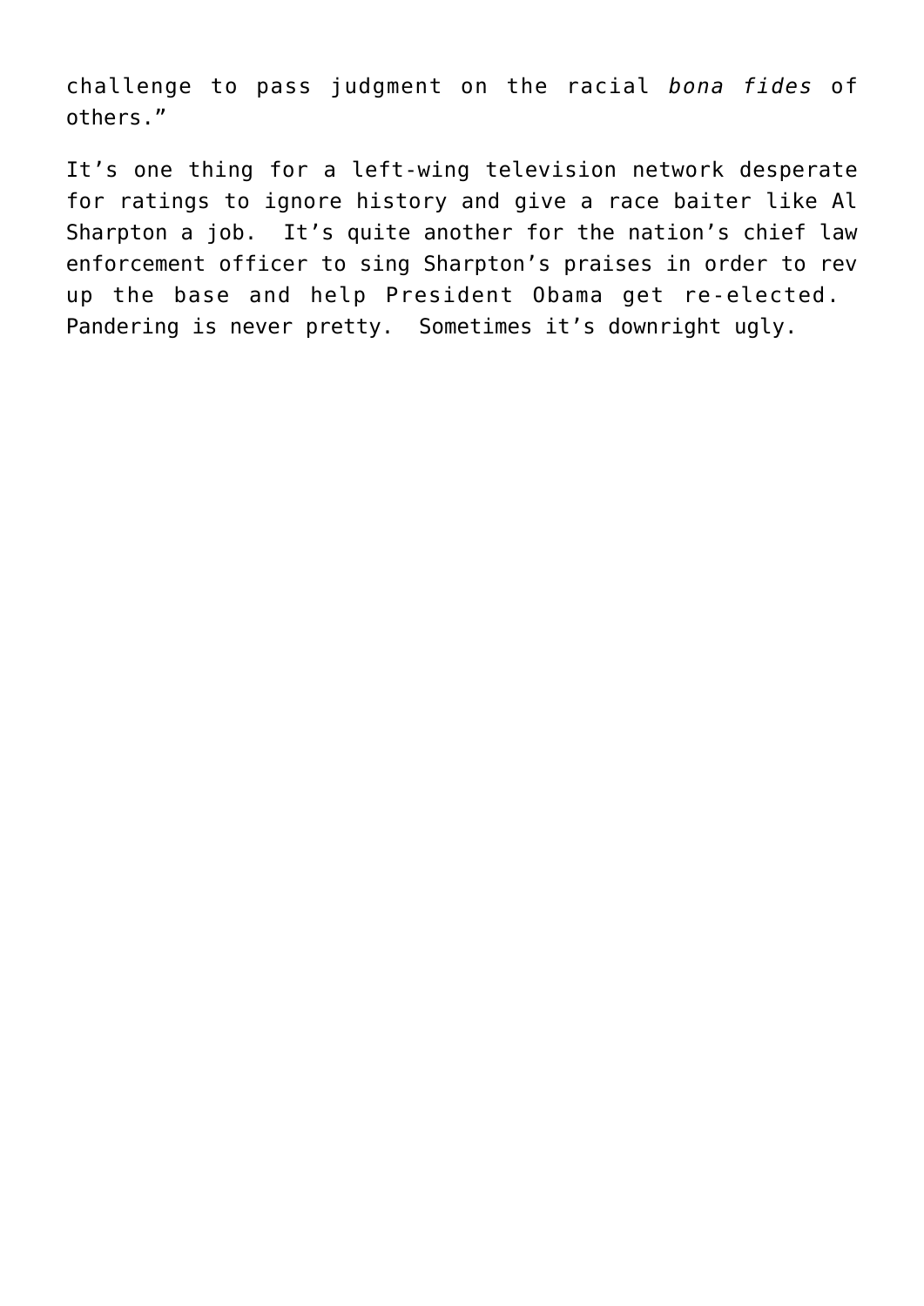challenge to pass judgment on the racial *bona fides* of others."

It's one thing for a left-wing television network desperate for ratings to ignore history and give a race baiter like Al Sharpton a job.  It's quite another for the nation's chief law enforcement officer to sing Sharpton's praises in order to rev up the base and help President Obama get re-elected.  Pandering is never pretty.  Sometimes it's downright ugly.